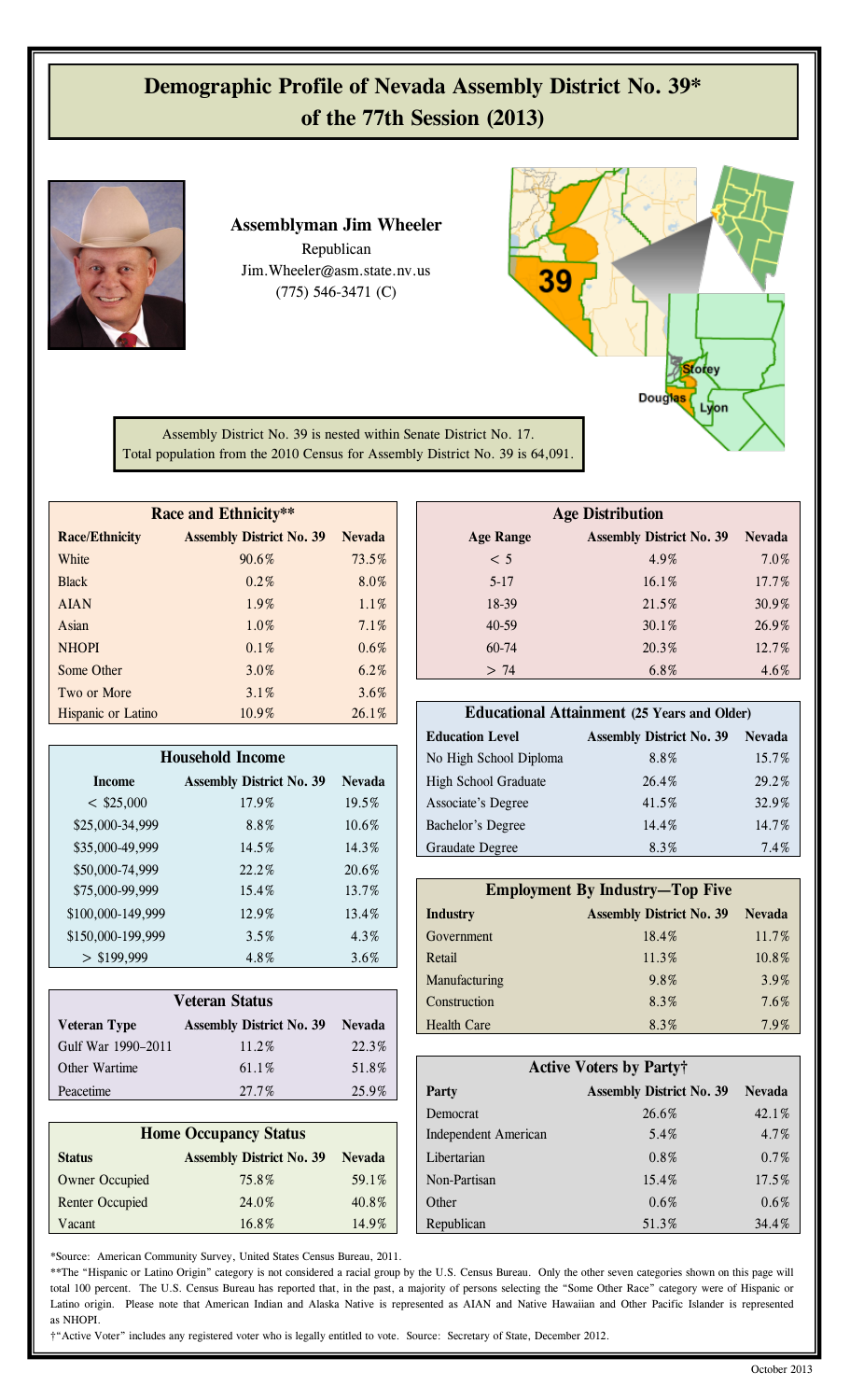# Demographic Profile of Nevada Assembly District No. 39* of the 77th Session (2013)

**Assemblyman Jim Wheeler**
Republican
Jim.Wheeler@asm.state.nv.us
(775) 546-3471 (C)

Assembly District No. 39 is nested within Senate District No. 17.
Total population from the 2010 Census for Assembly District No. 39 is 64,091.

| Race and Ethnicity** | | |
|---|---|---|
| **Race/Ethnicity** | **Assembly District No. 39** | **Nevada** |
| White | 90.6% | 73.5% |
| Black | 0.2% | 8.0% |
| AIAN | 1.9% | 1.1% |
| Asian | 1.0% | 7.1% |
| NHOPI | 0.1% | 0.6% |
| Some Other | 3.0% | 6.2% |
| Two or More | 3.1% | 3.6% |
| Hispanic or Latino | 10.9% | 26.1% |

| Household Income | | |
|---|---|---|
| **Income** | **Assembly District No. 39** | **Nevada** |
| < $25,000 | 17.9% | 19.5% |
| $25,000-34,999 | 8.8% | 10.6% |
| $35,000-49,999 | 14.5% | 14.3% |
| $50,000-74,999 | 22.2% | 20.6% |
| $75,000-99,999 | 15.4% | 13.7% |
| $100,000-149,999 | 12.9% | 13.4% |
| $150,000-199,999 | 3.5% | 4.3% |
| > $199,999 | 4.8% | 3.6% |

| Veteran Status | | |
|---|---|---|
| **Veteran Type** | **Assembly District No. 39** | **Nevada** |
| Gulf War 1990-2011 | 11.2% | 22.3% |
| Other Wartime | 61.1% | 51.8% |
| Peacetime | 27.7% | 25.9% |

| Home Occupancy Status | | |
|---|---|---|
| **Status** | **Assembly District No. 39** | **Nevada** |
| Owner Occupied | 75.8% | 59.1% |
| Renter Occupied | 24.0% | 40.8% |
| Vacant | 16.8% | 14.9% |

| Age Distribution | | |
|---|---|---|
| **Age Range** | **Assembly District No. 39** | **Nevada** |
| < 5 | 4.9% | 7.0% |
| 5-17 | 16.1% | 17.7% |
| 18-39 | 21.5% | 30.9% |
| 40-59 | 30.1% | 26.9% |
| 60-74 | 20.3% | 12.7% |
| > 74 | 6.8% | 4.6% |

| Educational Attainment (25 Years and Older) | | |
|---|---|---|
| **Education Level** | **Assembly District No. 39** | **Nevada** |
| No High School Diploma | 8.8% | 15.7% |
| High School Graduate | 26.4% | 29.2% |
| Associate's Degree | 41.5% | 32.9% |
| Bachelor's Degree | 14.4% | 14.7% |
| Graudate Degree | 8.3% | 7.4% |

| Employment By Industry—Top Five | | |
|---|---|---|
| **Industry** | **Assembly District No. 39** | **Nevada** |
| Government | 18.4% | 11.7% |
| Retail | 11.3% | 10.8% |
| Manufacturing | 9.8% | 3.9% |
| Construction | 8.3% | 7.6% |
| Health Care | 8.3% | 7.9% |

| Active Voters by Party† | | |
|---|---|---|
| **Party** | **Assembly District No. 39** | **Nevada** |
| Democrat | 26.6% | 42.1% |
| Independent American | 5.4% | 4.7% |
| Libertarian | 0.8% | 0.7% |
| Non-Partisan | 15.4% | 17.5% |
| Other | 0.6% | 0.6% |
| Republican | 51.3% | 34.4% |

*Source: American Community Survey, United States Census Bureau, 2011.

**The "Hispanic or Latino Origin" category is not considered a racial group by the U.S. Census Bureau. Only the other seven categories shown on this page will total 100 percent. The U.S. Census Bureau has reported that, in the past, a majority of persons selecting the "Some Other Race" category were of Hispanic or Latino origin. Please note that American Indian and Alaska Native is represented as AIAN and Native Hawaiian and Other Pacific Islander is represented as NHOPI.

†"Active Voter" includes any registered voter who is legally entitled to vote. Source: Secretary of State, December 2012.

October 2013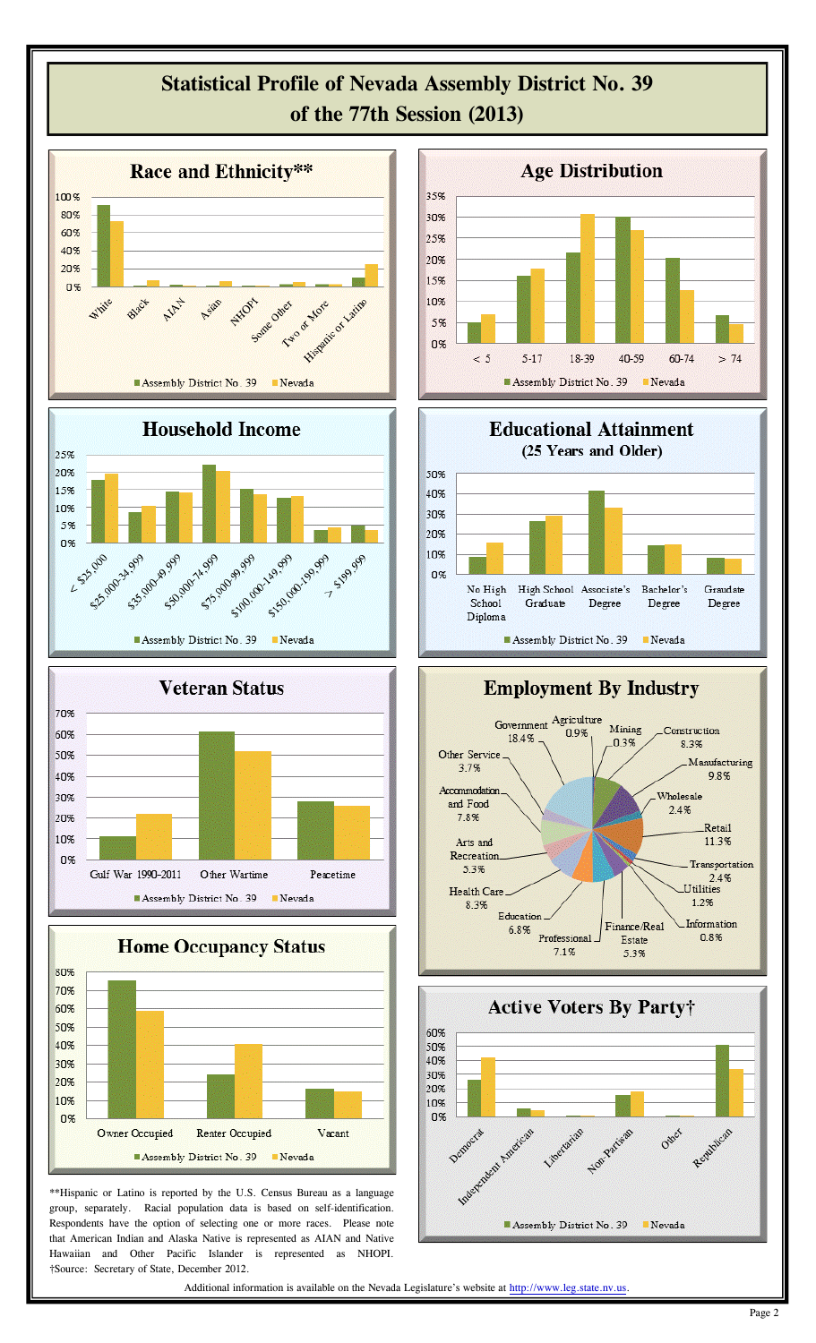# Statistical Profile of Nevada Assembly District No. 39 of the 77th Session (2013)

## Race and Ethnicity**

100%
80%
60%
40%
20%
0%

White, Black, AIAN, Asian, NHOPI, Some Other, Two or More, Hispanic or Latino

Assembly District No. 39 | Nevada

## Age Distribution

35%
30%
25%
20%
15%
10%
5%
0%

< 5, 5-17, 18-39, 40-59, 60-74, > 74

Assembly District No. 39 | Nevada

## Household Income

25%
20%
15%
10%
5%
0%

< $25,000, $25,000-34,999, $35,000-49,999, $50,000-74,999, $75,000-99,999, $100,000-149,999, $150,000-199,999, > $199,999

Assembly District No. 39 | Nevada

## Educational Attainment

(25 Years and Older)

50%
40%
30%
20%
10%
0%

No High School Diploma, High School Graduate, Associate's Degree, Bachelor's Degree, Graduate Degree

Assembly District No. 39 | Nevada

## Veteran Status

70%
60%
50%
40%
30%
20%
10%
0%

Gulf War 1990-2011, Other Wartime, Peacetime

Assembly District No. 39 | Nevada

## Employment By Industry

Agriculture 0.9%
Mining 0.3%
Construction 8.3%
Manufacturing 9.8%
Wholesale 2.4%
Retail 11.3%
Transportation 2.4%
Utilities 1.2%
Information 0.8%
Finance/Real Estate 5.3%
Professional 7.1%
Education 6.8%
Health Care 8.3%
Arts and Recreation 5.3%
Accommodation and Food 7.8%
Other Service 3.7%
Government 18.4%

## Home Occupancy Status

80%
70%
60%
50%
40%
30%
20%
10%
0%

Owner Occupied, Renter Occupied, Vacant

Assembly District No. 39 | Nevada

## Active Voters By Party†

60%
50%
40%
30%
20%
10%
0%

Democrat, Independent American, Libertarian, Non-Partisan, Other, Republican

Assembly District No. 39 | Nevada

**Hispanic or Latino is reported by the U.S. Census Bureau as a language group, separately. Racial population data is based on self-identification. Respondents have the option of selecting one or more races. Please note that American Indian and Alaska Native is represented as AIAN and Native Hawaiian and Other Pacific Islander is represented as NHOPI.
†Source: Secretary of State, December 2012.

Additional information is available on the Nevada Legislature's website at http://www.leg.state.nv.us.